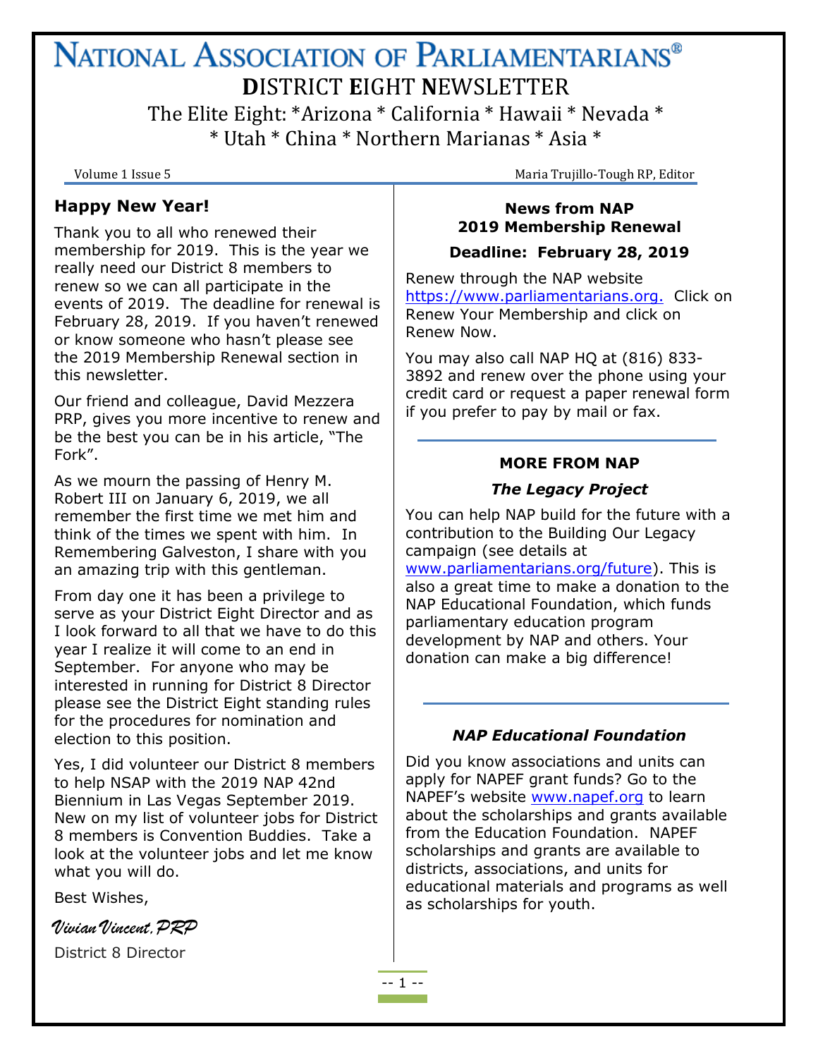# NATIONAL ASSOCIATION OF PARLIAMENTARIANS®

## DISTRICT EIGHT NEWSLETTER

The Elite Eight: *Arizona * California * Hawaii * Nevada *
* Utah * China * Northern Marianas * Asia *

Volume 1 Issue 5 — Maria Trujillo-Tough RP, Editor

### Happy New Year!

Thank you to all who renewed their membership for 2019. This is the year we really need our District 8 members to renew so we can all participate in the events of 2019. The deadline for renewal is February 28, 2019. If you haven't renewed or know someone who hasn't please see the 2019 Membership Renewal section in this newsletter.

Our friend and colleague, David Mezzera PRP, gives you more incentive to renew and be the best you can be in his article, "The Fork".

As we mourn the passing of Henry M. Robert III on January 6, 2019, we all remember the first time we met him and think of the times we spent with him. In Remembering Galveston, I share with you an amazing trip with this gentleman.

From day one it has been a privilege to serve as your District Eight Director and as I look forward to all that we have to do this year I realize it will come to an end in September. For anyone who may be interested in running for District 8 Director please see the District Eight standing rules for the procedures for nomination and election to this position.

Yes, I did volunteer our District 8 members to help NSAP with the 2019 NAP 42nd Biennium in Las Vegas September 2019. New on my list of volunteer jobs for District 8 members is Convention Buddies. Take a look at the volunteer jobs and let me know what you will do.

Best Wishes,

*Vivian Vincent, PRP*

District 8 Director

### News from NAP
### 2019 Membership Renewal

**Deadline: February 28, 2019**

Renew through the NAP website https://www.parliamentarians.org. Click on Renew Your Membership and click on Renew Now.

You may also call NAP HQ at (816) 833-3892 and renew over the phone using your credit card or request a paper renewal form if you prefer to pay by mail or fax.

### MORE FROM NAP

***The Legacy Project***

You can help NAP build for the future with a contribution to the Building Our Legacy campaign (see details at www.parliamentarians.org/future). This is also a great time to make a donation to the NAP Educational Foundation, which funds parliamentary education program development by NAP and others. Your donation can make a big difference!

***NAP Educational Foundation***

Did you know associations and units can apply for NAPEF grant funds? Go to the NAPEF's website www.napef.org to learn about the scholarships and grants available from the Education Foundation. NAPEF scholarships and grants are available to districts, associations, and units for educational materials and programs as well as scholarships for youth.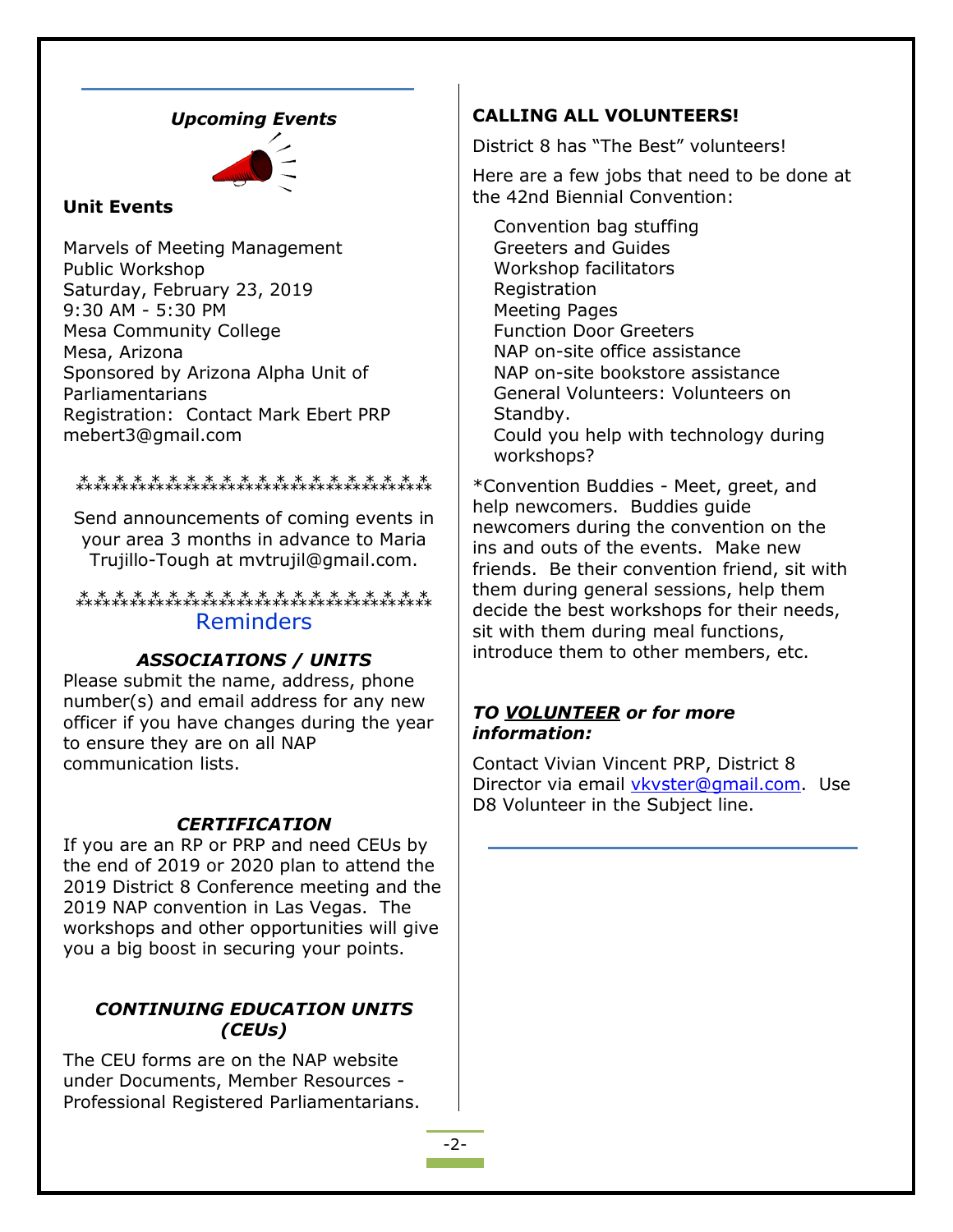## *Upcoming Events*

**Unit Events**

Marvels of Meeting Management
Public Workshop
Saturday, February 23, 2019
9:30 AM - 5:30 PM
Mesa Community College
Mesa, Arizona
Sponsored by Arizona Alpha Unit of Parliamentarians
Registration: Contact Mark Ebert PRP
mebert3@gmail.com

*************************

Send announcements of coming events in your area 3 months in advance to Maria Trujillo-Tough at mvtrujil@gmail.com.

*************************

## Reminders

### *ASSOCIATIONS / UNITS*

Please submit the name, address, phone number(s) and email address for any new officer if you have changes during the year to ensure they are on all NAP communication lists.

### *CERTIFICATION*

If you are an RP or PRP and need CEUs by the end of 2019 or 2020 plan to attend the 2019 District 8 Conference meeting and the 2019 NAP convention in Las Vegas. The workshops and other opportunities will give you a big boost in securing your points.

### *CONTINUING EDUCATION UNITS (CEUs)*

The CEU forms are on the NAP website under Documents, Member Resources - Professional Registered Parliamentarians.

## CALLING ALL VOLUNTEERS!

District 8 has "The Best" volunteers!

Here are a few jobs that need to be done at the 42nd Biennial Convention:

- Convention bag stuffing
- Greeters and Guides
- Workshop facilitators
- Registration
- Meeting Pages
- Function Door Greeters
- NAP on-site office assistance
- NAP on-site bookstore assistance
- General Volunteers: Volunteers on Standby.
- Could you help with technology during workshops?

*Convention Buddies - Meet, greet, and help newcomers. Buddies guide newcomers during the convention on the ins and outs of the events. Make new friends. Be their convention friend, sit with them during general sessions, help them decide the best workshops for their needs, sit with them during meal functions, introduce them to other members, etc.

***TO <u>VOLUNTEER</u> or for more information:***

Contact Vivian Vincent PRP, District 8 Director via email vkvster@gmail.com. Use D8 Volunteer in the Subject line.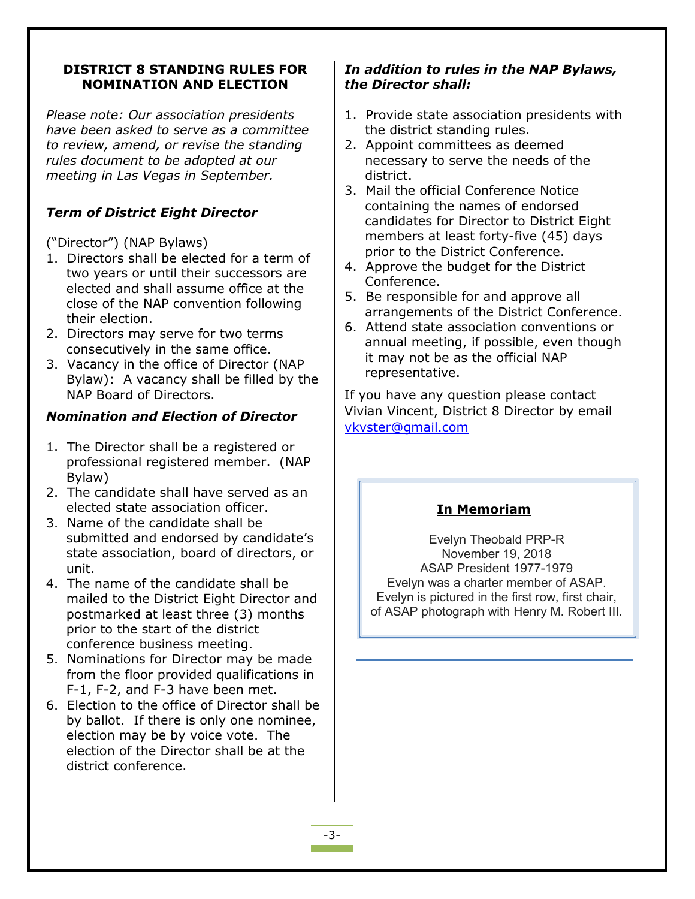## DISTRICT 8 STANDING RULES FOR NOMINATION AND ELECTION

*Please note: Our association presidents have been asked to serve as a committee to review, amend, or revise the standing rules document to be adopted at our meeting in Las Vegas in September.*

### *Term of District Eight Director*

("Director") (NAP Bylaws)

1. Directors shall be elected for a term of two years or until their successors are elected and shall assume office at the close of the NAP convention following their election.
2. Directors may serve for two terms consecutively in the same office.
3. Vacancy in the office of Director (NAP Bylaw): A vacancy shall be filled by the NAP Board of Directors.

### *Nomination and Election of Director*

1. The Director shall be a registered or professional registered member. (NAP Bylaw)
2. The candidate shall have served as an elected state association officer.
3. Name of the candidate shall be submitted and endorsed by candidate's state association, board of directors, or unit.
4. The name of the candidate shall be mailed to the District Eight Director and postmarked at least three (3) months prior to the start of the district conference business meeting.
5. Nominations for Director may be made from the floor provided qualifications in F-1, F-2, and F-3 have been met.
6. Election to the office of Director shall be by ballot. If there is only one nominee, election may be by voice vote. The election of the Director shall be at the district conference.

### *In addition to rules in the NAP Bylaws, the Director shall:*

1. Provide state association presidents with the district standing rules.
2. Appoint committees as deemed necessary to serve the needs of the district.
3. Mail the official Conference Notice containing the names of endorsed candidates for Director to District Eight members at least forty-five (45) days prior to the District Conference.
4. Approve the budget for the District Conference.
5. Be responsible for and approve all arrangements of the District Conference.
6. Attend state association conventions or annual meeting, if possible, even though it may not be as the official NAP representative.

If you have any question please contact Vivian Vincent, District 8 Director by email vkvster@gmail.com

**In Memoriam**

Evelyn Theobald PRP-R
November 19, 2018
ASAP President 1977-1979
Evelyn was a charter member of ASAP.
Evelyn is pictured in the first row, first chair, of ASAP photograph with Henry M. Robert III.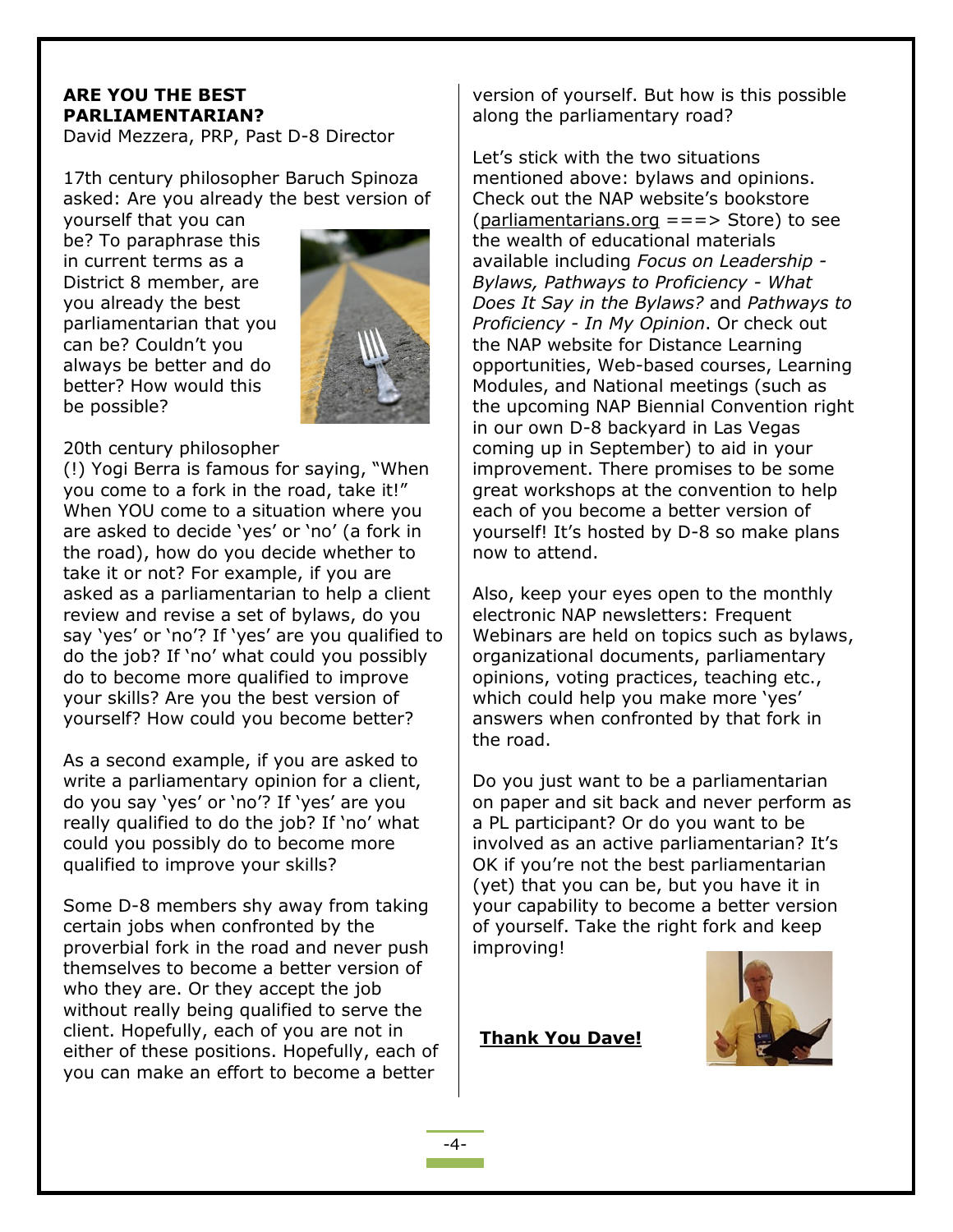**ARE YOU THE BEST PARLIAMENTARIAN?**
David Mezzera, PRP, Past D-8 Director

17th century philosopher Baruch Spinoza asked: Are you already the best version of yourself that you can be? To paraphrase this in current terms as a District 8 member, are you already the best parliamentarian that you can be? Couldn't you always be better and do better? How would this be possible?

20th century philosopher (!) Yogi Berra is famous for saying, "When you come to a fork in the road, take it!" When YOU come to a situation where you are asked to decide 'yes' or 'no' (a fork in the road), how do you decide whether to take it or not? For example, if you are asked as a parliamentarian to help a client review and revise a set of bylaws, do you say 'yes' or 'no'? If 'yes' are you qualified to do the job? If 'no' what could you possibly do to become more qualified to improve your skills? Are you the best version of yourself? How could you become better?

As a second example, if you are asked to write a parliamentary opinion for a client, do you say 'yes' or 'no'? If 'yes' are you really qualified to do the job? If 'no' what could you possibly do to become more qualified to improve your skills?

Some D-8 members shy away from taking certain jobs when confronted by the proverbial fork in the road and never push themselves to become a better version of who they are. Or they accept the job without really being qualified to serve the client. Hopefully, each of you are not in either of these positions. Hopefully, each of you can make an effort to become a better version of yourself. But how is this possible along the parliamentary road?

Let's stick with the two situations mentioned above: bylaws and opinions. Check out the NAP website's bookstore (parliamentarians.org ===> Store) to see the wealth of educational materials available including *Focus on Leadership - Bylaws, Pathways to Proficiency - What Does It Say in the Bylaws?* and *Pathways to Proficiency - In My Opinion*. Or check out the NAP website for Distance Learning opportunities, Web-based courses, Learning Modules, and National meetings (such as the upcoming NAP Biennial Convention right in our own D-8 backyard in Las Vegas coming up in September) to aid in your improvement. There promises to be some great workshops at the convention to help each of you become a better version of yourself! It's hosted by D-8 so make plans now to attend.

Also, keep your eyes open to the monthly electronic NAP newsletters: Frequent Webinars are held on topics such as bylaws, organizational documents, parliamentary opinions, voting practices, teaching etc., which could help you make more 'yes' answers when confronted by that fork in the road.

Do you just want to be a parliamentarian on paper and sit back and never perform as a PL participant? Or do you want to be involved as an active parliamentarian? It's OK if you're not the best parliamentarian (yet) that you can be, but you have it in your capability to become a better version of yourself. Take the right fork and keep improving!

**Thank You Dave!**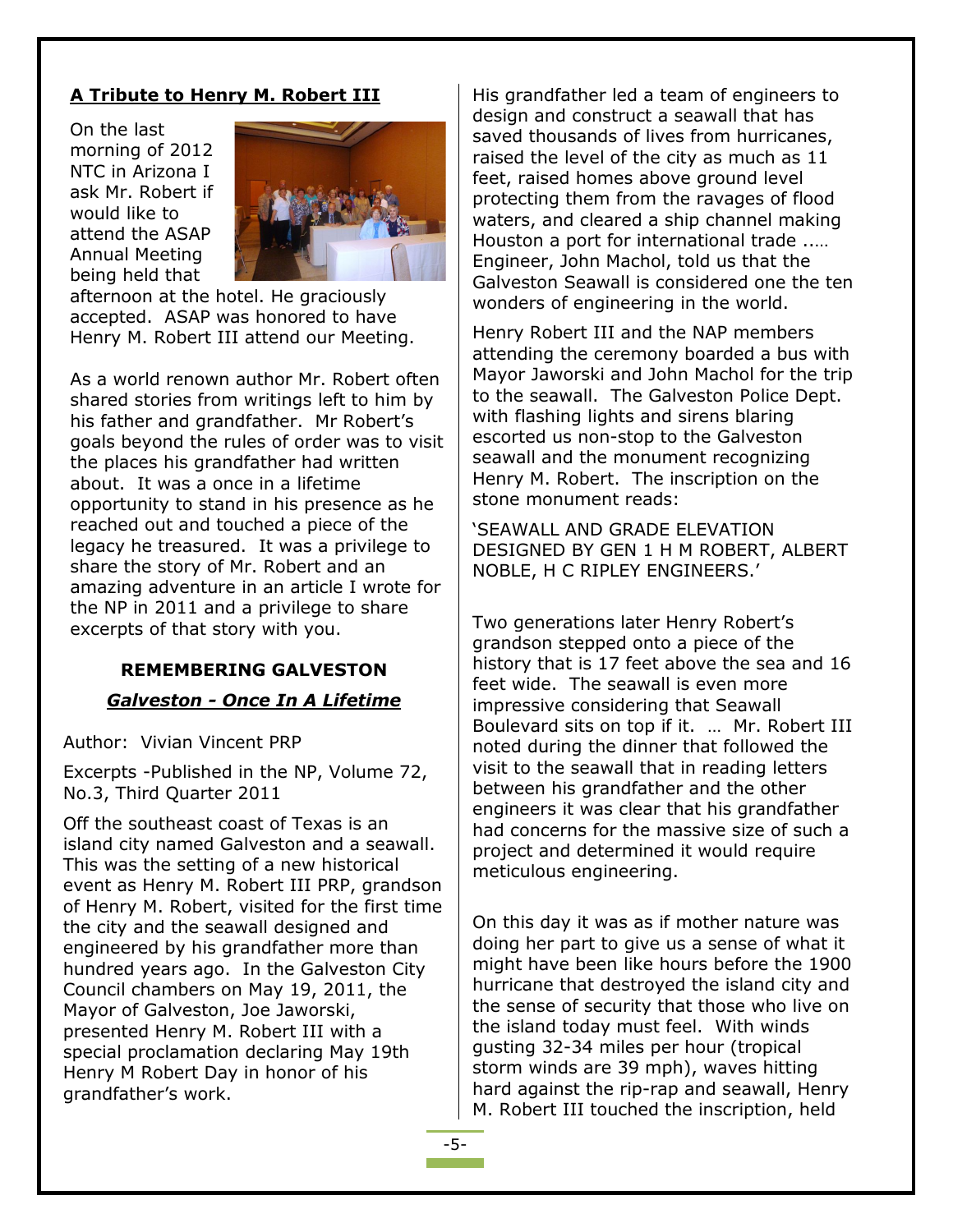## A Tribute to Henry M. Robert III

On the last morning of 2012 NTC in Arizona I ask Mr. Robert if would like to attend the ASAP Annual Meeting being held that afternoon at the hotel. He graciously accepted. ASAP was honored to have Henry M. Robert III attend our Meeting.

As a world renown author Mr. Robert often shared stories from writings left to him by his father and grandfather. Mr Robert's goals beyond the rules of order was to visit the places his grandfather had written about. It was a once in a lifetime opportunity to stand in his presence as he reached out and touched a piece of the legacy he treasured. It was a privilege to share the story of Mr. Robert and an amazing adventure in an article I wrote for the NP in 2011 and a privilege to share excerpts of that story with you.

### REMEMBERING GALVESTON

***Galveston - Once In A Lifetime***

Author: Vivian Vincent PRP

Excerpts -Published in the NP, Volume 72, No.3, Third Quarter 2011

Off the southeast coast of Texas is an island city named Galveston and a seawall. This was the setting of a new historical event as Henry M. Robert III PRP, grandson of Henry M. Robert, visited for the first time the city and the seawall designed and engineered by his grandfather more than hundred years ago. In the Galveston City Council chambers on May 19, 2011, the Mayor of Galveston, Joe Jaworski, presented Henry M. Robert III with a special proclamation declaring May 19th Henry M Robert Day in honor of his grandfather's work.

His grandfather led a team of engineers to design and construct a seawall that has saved thousands of lives from hurricanes, raised the level of the city as much as 11 feet, raised homes above ground level protecting them from the ravages of flood waters, and cleared a ship channel making Houston a port for international trade ..… Engineer, John Machol, told us that the Galveston Seawall is considered one the ten wonders of engineering in the world.

Henry Robert III and the NAP members attending the ceremony boarded a bus with Mayor Jaworski and John Machol for the trip to the seawall. The Galveston Police Dept. with flashing lights and sirens blaring escorted us non-stop to the Galveston seawall and the monument recognizing Henry M. Robert. The inscription on the stone monument reads:

'SEAWALL AND GRADE ELEVATION DESIGNED BY GEN 1 H M ROBERT, ALBERT NOBLE, H C RIPLEY ENGINEERS.'

Two generations later Henry Robert's grandson stepped onto a piece of the history that is 17 feet above the sea and 16 feet wide. The seawall is even more impressive considering that Seawall Boulevard sits on top if it. … Mr. Robert III noted during the dinner that followed the visit to the seawall that in reading letters between his grandfather and the other engineers it was clear that his grandfather had concerns for the massive size of such a project and determined it would require meticulous engineering.

On this day it was as if mother nature was doing her part to give us a sense of what it might have been like hours before the 1900 hurricane that destroyed the island city and the sense of security that those who live on the island today must feel. With winds gusting 32-34 miles per hour (tropical storm winds are 39 mph), waves hitting hard against the rip-rap and seawall, Henry M. Robert III touched the inscription, held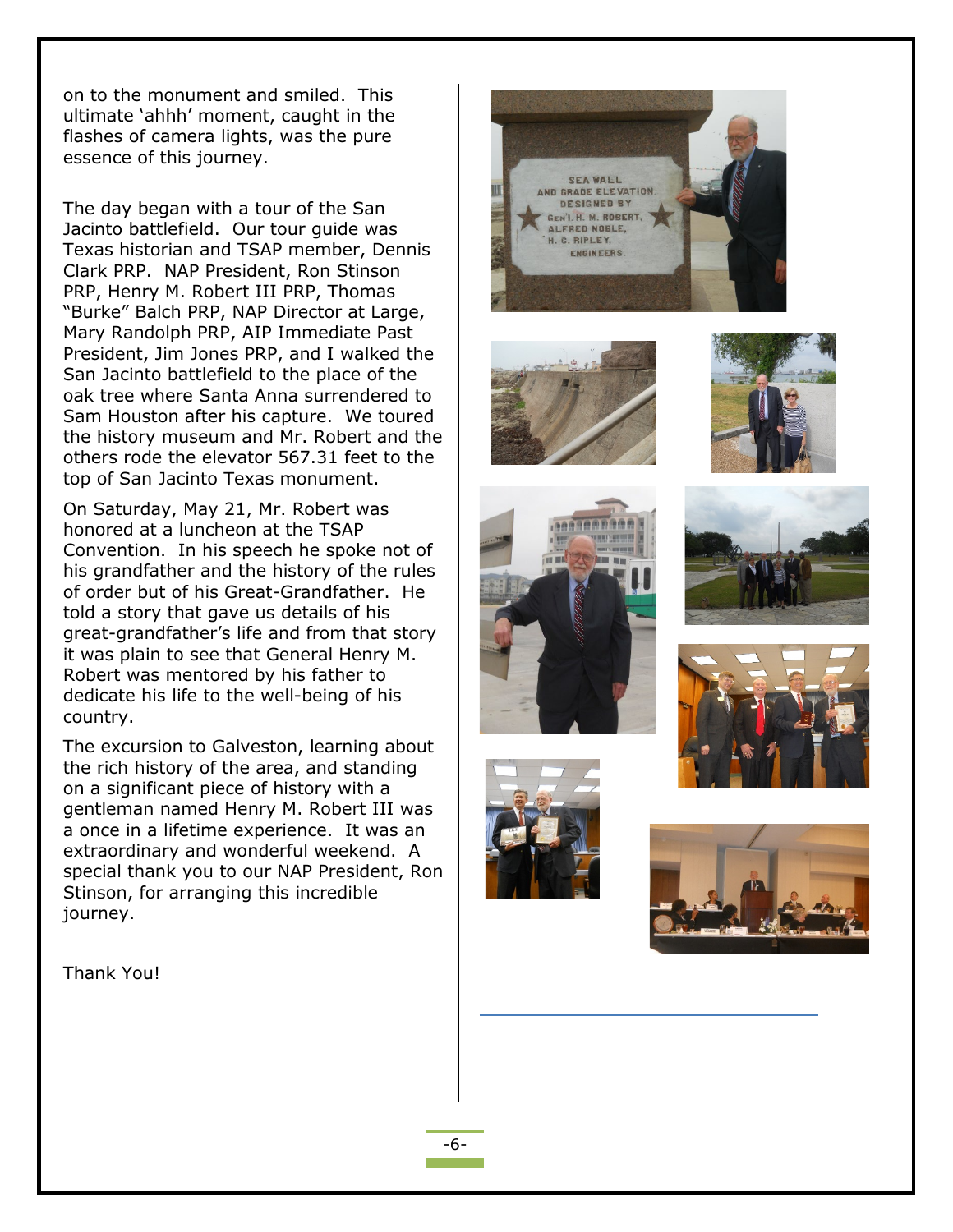on to the monument and smiled. This ultimate 'ahhh' moment, caught in the flashes of camera lights, was the pure essence of this journey.

The day began with a tour of the San Jacinto battlefield. Our tour guide was Texas historian and TSAP member, Dennis Clark PRP. NAP President, Ron Stinson PRP, Henry M. Robert III PRP, Thomas "Burke" Balch PRP, NAP Director at Large, Mary Randolph PRP, AIP Immediate Past President, Jim Jones PRP, and I walked the San Jacinto battlefield to the place of the oak tree where Santa Anna surrendered to Sam Houston after his capture. We toured the history museum and Mr. Robert and the others rode the elevator 567.31 feet to the top of San Jacinto Texas monument.

On Saturday, May 21, Mr. Robert was honored at a luncheon at the TSAP Convention. In his speech he spoke not of his grandfather and the history of the rules of order but of his Great-Grandfather. He told a story that gave us details of his great-grandfather's life and from that story it was plain to see that General Henry M. Robert was mentored by his father to dedicate his life to the well-being of his country.

The excursion to Galveston, learning about the rich history of the area, and standing on a significant piece of history with a gentleman named Henry M. Robert III was a once in a lifetime experience. It was an extraordinary and wonderful weekend. A special thank you to our NAP President, Ron Stinson, for arranging this incredible journey.

Thank You!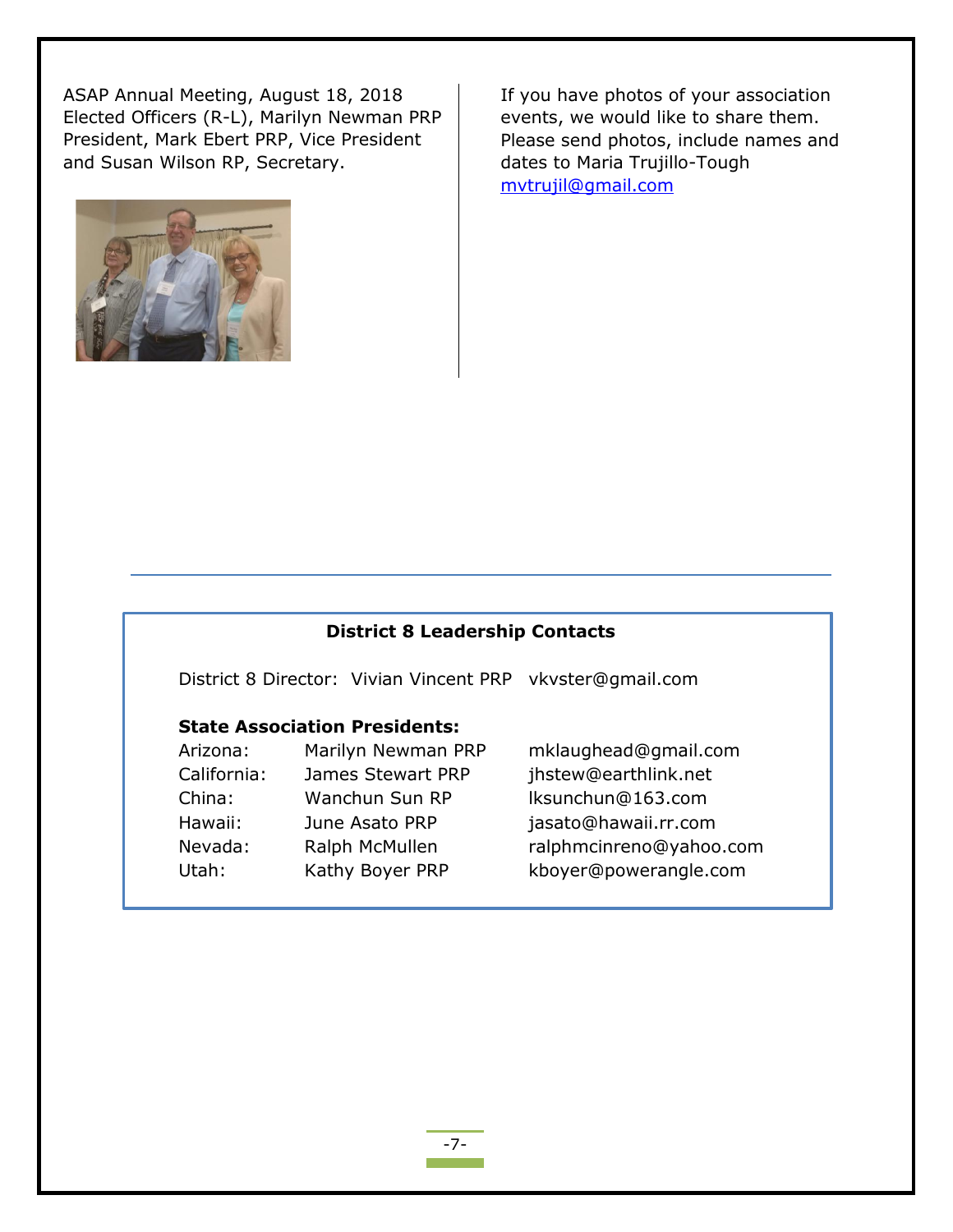ASAP Annual Meeting, August 18, 2018 Elected Officers (R-L), Marilyn Newman PRP President, Mark Ebert PRP, Vice President and Susan Wilson RP, Secretary.

If you have photos of your association events, we would like to share them. Please send photos, include names and dates to Maria Trujillo-Tough [mvtrujil@gmail.com](mailto:mvtrujil@gmail.com)

---

**District 8 Leadership Contacts**

District 8 Director: Vivian Vincent PRP vkvster@gmail.com

**State Association Presidents:**

| | | |
|---|---|---|
| Arizona: | Marilyn Newman PRP | mklaughead@gmail.com |
| California: | James Stewart PRP | jhstew@earthlink.net |
| China: | Wanchun Sun RP | lksunchun@163.com |
| Hawaii: | June Asato PRP | jasato@hawaii.rr.com |
| Nevada: | Ralph McMullen | ralphmcinreno@yahoo.com |
| Utah: | Kathy Boyer PRP | kboyer@powerangle.com |